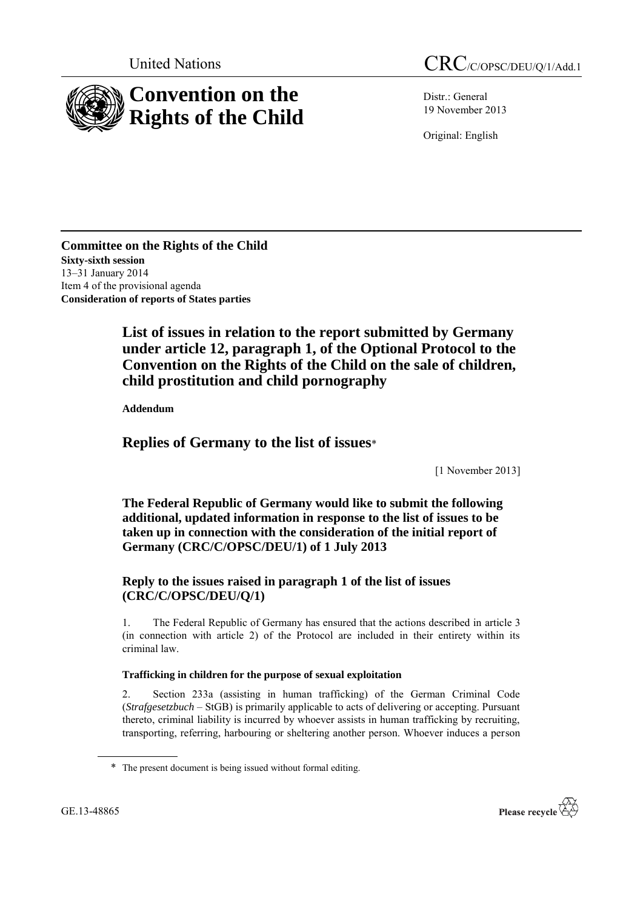United Nations CRC/C/OPSC/DEU/Q/1/Add.1

# Convention on the Rights of the Child

Distr.: General
19 November 2013

Original: English

**Committee on the Rights of the Child**
**Sixty-sixth session**
13–31 January 2014
Item 4 of the provisional agenda
**Consideration of reports of States parties**

## List of issues in relation to the report submitted by Germany under article 12, paragraph 1, of the Optional Protocol to the Convention on the Rights of the Child on the sale of children, child prostitution and child pornography

**Addendum**

## Replies of Germany to the list of issues*

[1 November 2013]

### The Federal Republic of Germany would like to submit the following additional, updated information in response to the list of issues to be taken up in connection with the consideration of the initial report of Germany (CRC/C/OPSC/DEU/1) of 1 July 2013

### Reply to the issues raised in paragraph 1 of the list of issues (CRC/C/OPSC/DEU/Q/1)

1. The Federal Republic of Germany has ensured that the actions described in article 3 (in connection with article 2) of the Protocol are included in their entirety within its criminal law.

#### Trafficking in children for the purpose of sexual exploitation

2. Section 233a (assisting in human trafficking) of the German Criminal Code (*Strafgesetzbuch* – StGB) is primarily applicable to acts of delivering or accepting. Pursuant thereto, criminal liability is incurred by whoever assists in human trafficking by recruiting, transporting, referring, harbouring or sheltering another person. Whoever induces a person

\* The present document is being issued without formal editing.

GE.13-48865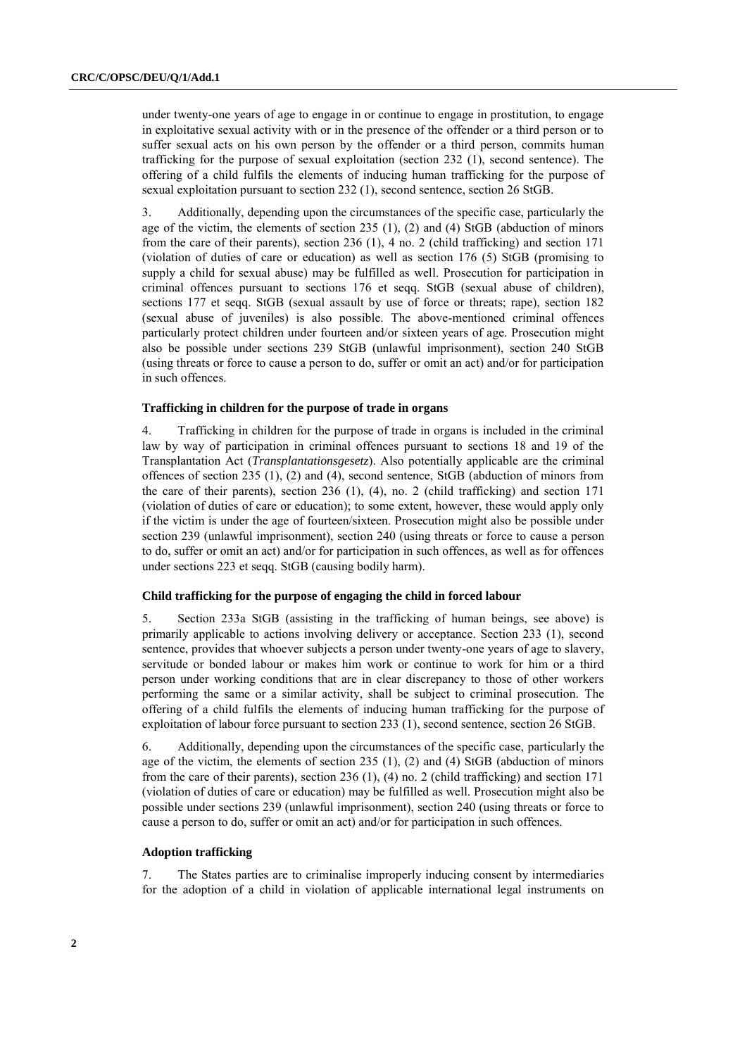under twenty-one years of age to engage in or continue to engage in prostitution, to engage in exploitative sexual activity with or in the presence of the offender or a third person or to suffer sexual acts on his own person by the offender or a third person, commits human trafficking for the purpose of sexual exploitation (section 232 (1), second sentence). The offering of a child fulfils the elements of inducing human trafficking for the purpose of sexual exploitation pursuant to section 232 (1), second sentence, section 26 StGB.

3. Additionally, depending upon the circumstances of the specific case, particularly the age of the victim, the elements of section 235 (1), (2) and (4) StGB (abduction of minors from the care of their parents), section 236 (1), 4 no. 2 (child trafficking) and section 171 (violation of duties of care or education) as well as section 176 (5) StGB (promising to supply a child for sexual abuse) may be fulfilled as well. Prosecution for participation in criminal offences pursuant to sections 176 et seqq. StGB (sexual abuse of children), sections 177 et seqq. StGB (sexual assault by use of force or threats; rape), section 182 (sexual abuse of juveniles) is also possible. The above-mentioned criminal offences particularly protect children under fourteen and/or sixteen years of age. Prosecution might also be possible under sections 239 StGB (unlawful imprisonment), section 240 StGB (using threats or force to cause a person to do, suffer or omit an act) and/or for participation in such offences.

#### Trafficking in children for the purpose of trade in organs

4. Trafficking in children for the purpose of trade in organs is included in the criminal law by way of participation in criminal offences pursuant to sections 18 and 19 of the Transplantation Act (*Transplantationsgesetz*). Also potentially applicable are the criminal offences of section 235 (1), (2) and (4), second sentence, StGB (abduction of minors from the care of their parents), section 236 (1), (4), no. 2 (child trafficking) and section 171 (violation of duties of care or education); to some extent, however, these would apply only if the victim is under the age of fourteen/sixteen. Prosecution might also be possible under section 239 (unlawful imprisonment), section 240 (using threats or force to cause a person to do, suffer or omit an act) and/or for participation in such offences, as well as for offences under sections 223 et seqq. StGB (causing bodily harm).

#### Child trafficking for the purpose of engaging the child in forced labour

5. Section 233a StGB (assisting in the trafficking of human beings, see above) is primarily applicable to actions involving delivery or acceptance. Section 233 (1), second sentence, provides that whoever subjects a person under twenty-one years of age to slavery, servitude or bonded labour or makes him work or continue to work for him or a third person under working conditions that are in clear discrepancy to those of other workers performing the same or a similar activity, shall be subject to criminal prosecution. The offering of a child fulfils the elements of inducing human trafficking for the purpose of exploitation of labour force pursuant to section 233 (1), second sentence, section 26 StGB.

6. Additionally, depending upon the circumstances of the specific case, particularly the age of the victim, the elements of section 235 (1), (2) and (4) StGB (abduction of minors from the care of their parents), section 236 (1), (4) no. 2 (child trafficking) and section 171 (violation of duties of care or education) may be fulfilled as well. Prosecution might also be possible under sections 239 (unlawful imprisonment), section 240 (using threats or force to cause a person to do, suffer or omit an act) and/or for participation in such offences.

#### Adoption trafficking

7. The States parties are to criminalise improperly inducing consent by intermediaries for the adoption of a child in violation of applicable international legal instruments on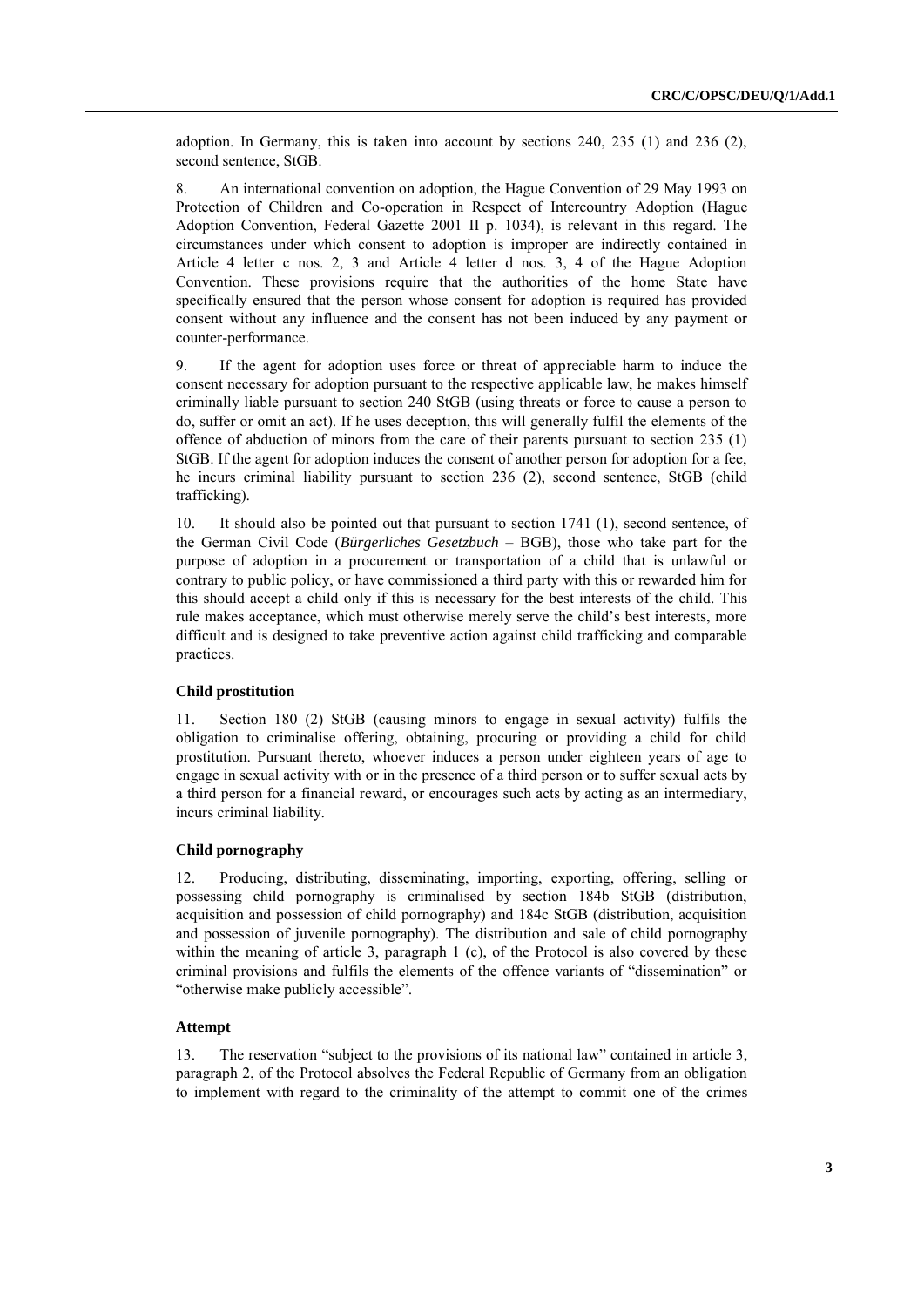adoption. In Germany, this is taken into account by sections 240, 235 (1) and 236 (2), second sentence, StGB.

8. An international convention on adoption, the Hague Convention of 29 May 1993 on Protection of Children and Co-operation in Respect of Intercountry Adoption (Hague Adoption Convention, Federal Gazette 2001 II p. 1034), is relevant in this regard. The circumstances under which consent to adoption is improper are indirectly contained in Article 4 letter c nos. 2, 3 and Article 4 letter d nos. 3, 4 of the Hague Adoption Convention. These provisions require that the authorities of the home State have specifically ensured that the person whose consent for adoption is required has provided consent without any influence and the consent has not been induced by any payment or counter-performance.

9. If the agent for adoption uses force or threat of appreciable harm to induce the consent necessary for adoption pursuant to the respective applicable law, he makes himself criminally liable pursuant to section 240 StGB (using threats or force to cause a person to do, suffer or omit an act). If he uses deception, this will generally fulfil the elements of the offence of abduction of minors from the care of their parents pursuant to section 235 (1) StGB. If the agent for adoption induces the consent of another person for adoption for a fee, he incurs criminal liability pursuant to section 236 (2), second sentence, StGB (child trafficking).

10. It should also be pointed out that pursuant to section 1741 (1), second sentence, of the German Civil Code (*Bürgerliches Gesetzbuch* – BGB), those who take part for the purpose of adoption in a procurement or transportation of a child that is unlawful or contrary to public policy, or have commissioned a third party with this or rewarded him for this should accept a child only if this is necessary for the best interests of the child. This rule makes acceptance, which must otherwise merely serve the child's best interests, more difficult and is designed to take preventive action against child trafficking and comparable practices.

#### Child prostitution

11. Section 180 (2) StGB (causing minors to engage in sexual activity) fulfils the obligation to criminalise offering, obtaining, procuring or providing a child for child prostitution. Pursuant thereto, whoever induces a person under eighteen years of age to engage in sexual activity with or in the presence of a third person or to suffer sexual acts by a third person for a financial reward, or encourages such acts by acting as an intermediary, incurs criminal liability.

#### Child pornography

12. Producing, distributing, disseminating, importing, exporting, offering, selling or possessing child pornography is criminalised by section 184b StGB (distribution, acquisition and possession of child pornography) and 184c StGB (distribution, acquisition and possession of juvenile pornography). The distribution and sale of child pornography within the meaning of article 3, paragraph 1 (c), of the Protocol is also covered by these criminal provisions and fulfils the elements of the offence variants of "dissemination" or "otherwise make publicly accessible".

#### Attempt

13. The reservation "subject to the provisions of its national law" contained in article 3, paragraph 2, of the Protocol absolves the Federal Republic of Germany from an obligation to implement with regard to the criminality of the attempt to commit one of the crimes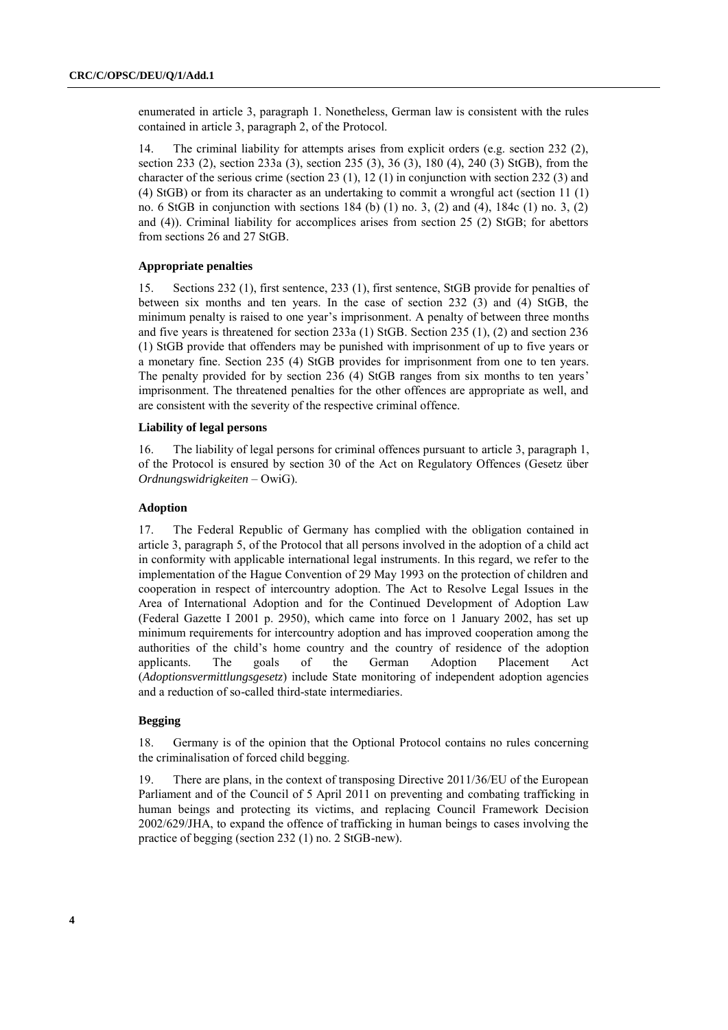enumerated in article 3, paragraph 1. Nonetheless, German law is consistent with the rules contained in article 3, paragraph 2, of the Protocol.

14. The criminal liability for attempts arises from explicit orders (e.g. section 232 (2), section 233 (2), section 233a (3), section 235 (3), 36 (3), 180 (4), 240 (3) StGB), from the character of the serious crime (section 23 (1), 12 (1) in conjunction with section 232 (3) and (4) StGB) or from its character as an undertaking to commit a wrongful act (section 11 (1) no. 6 StGB in conjunction with sections 184 (b) (1) no. 3, (2) and (4), 184c (1) no. 3, (2) and (4)). Criminal liability for accomplices arises from section 25 (2) StGB; for abettors from sections 26 and 27 StGB.

#### Appropriate penalties

15. Sections 232 (1), first sentence, 233 (1), first sentence, StGB provide for penalties of between six months and ten years. In the case of section 232 (3) and (4) StGB, the minimum penalty is raised to one year's imprisonment. A penalty of between three months and five years is threatened for section 233a (1) StGB. Section 235 (1), (2) and section 236 (1) StGB provide that offenders may be punished with imprisonment of up to five years or a monetary fine. Section 235 (4) StGB provides for imprisonment from one to ten years. The penalty provided for by section 236 (4) StGB ranges from six months to ten years' imprisonment. The threatened penalties for the other offences are appropriate as well, and are consistent with the severity of the respective criminal offence.

#### Liability of legal persons

16. The liability of legal persons for criminal offences pursuant to article 3, paragraph 1, of the Protocol is ensured by section 30 of the Act on Regulatory Offences (Gesetz über *Ordnungswidrigkeiten* – OwiG).

#### Adoption

17. The Federal Republic of Germany has complied with the obligation contained in article 3, paragraph 5, of the Protocol that all persons involved in the adoption of a child act in conformity with applicable international legal instruments. In this regard, we refer to the implementation of the Hague Convention of 29 May 1993 on the protection of children and cooperation in respect of intercountry adoption. The Act to Resolve Legal Issues in the Area of International Adoption and for the Continued Development of Adoption Law (Federal Gazette I 2001 p. 2950), which came into force on 1 January 2002, has set up minimum requirements for intercountry adoption and has improved cooperation among the authorities of the child's home country and the country of residence of the adoption applicants. The goals of the German Adoption Placement Act (*Adoptionsvermittlungsgesetz*) include State monitoring of independent adoption agencies and a reduction of so-called third-state intermediaries.

#### Begging

18. Germany is of the opinion that the Optional Protocol contains no rules concerning the criminalisation of forced child begging.

19. There are plans, in the context of transposing Directive 2011/36/EU of the European Parliament and of the Council of 5 April 2011 on preventing and combating trafficking in human beings and protecting its victims, and replacing Council Framework Decision 2002/629/JHA, to expand the offence of trafficking in human beings to cases involving the practice of begging (section 232 (1) no. 2 StGB-new).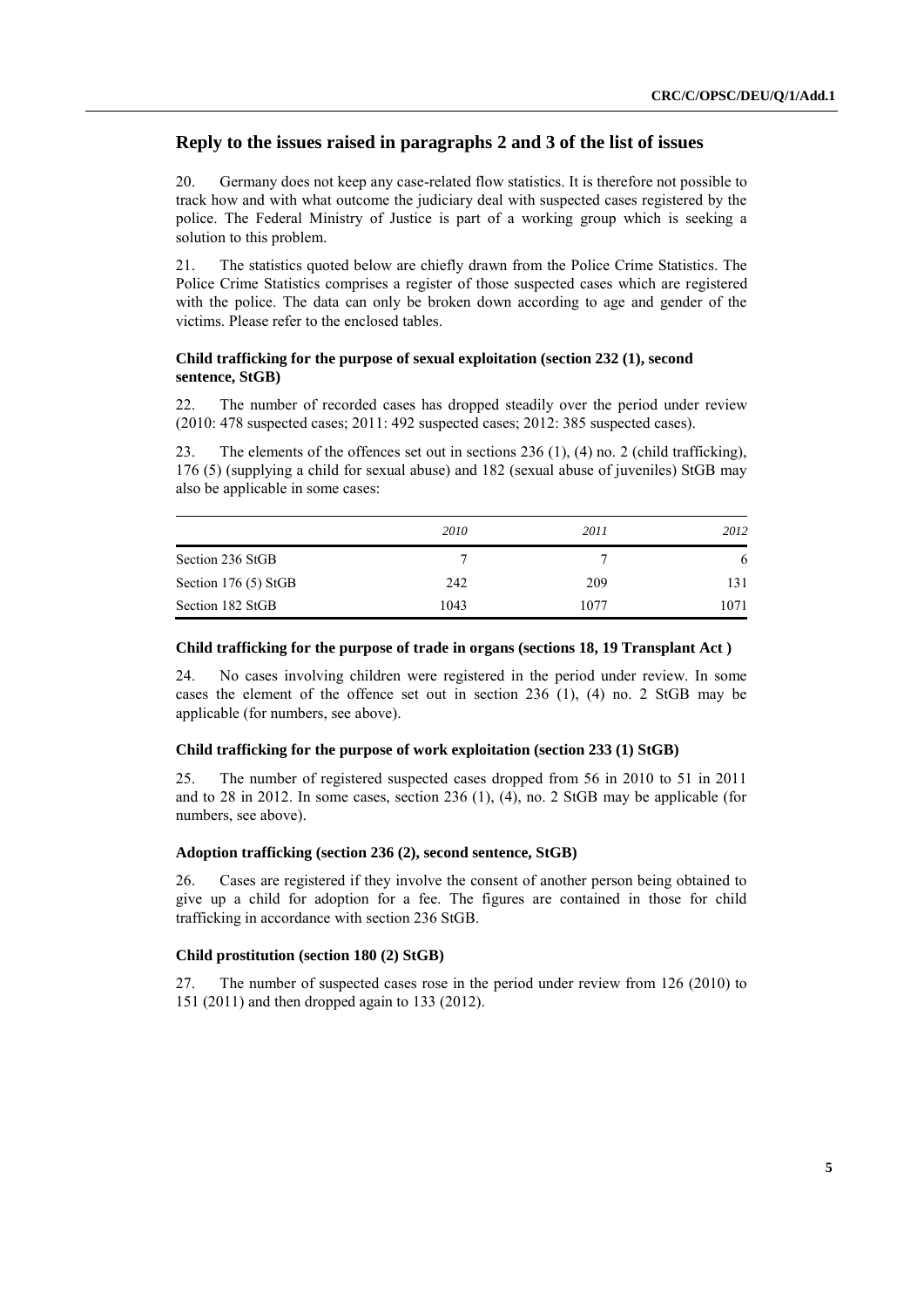## Reply to the issues raised in paragraphs 2 and 3 of the list of issues

20. Germany does not keep any case-related flow statistics. It is therefore not possible to track how and with what outcome the judiciary deal with suspected cases registered by the police. The Federal Ministry of Justice is part of a working group which is seeking a solution to this problem.

21. The statistics quoted below are chiefly drawn from the Police Crime Statistics. The Police Crime Statistics comprises a register of those suspected cases which are registered with the police. The data can only be broken down according to age and gender of the victims. Please refer to the enclosed tables.

### Child trafficking for the purpose of sexual exploitation (section 232 (1), second sentence, StGB)

22. The number of recorded cases has dropped steadily over the period under review (2010: 478 suspected cases; 2011: 492 suspected cases; 2012: 385 suspected cases).

23. The elements of the offences set out in sections 236 (1), (4) no. 2 (child trafficking), 176 (5) (supplying a child for sexual abuse) and 182 (sexual abuse of juveniles) StGB may also be applicable in some cases:

| | *2010* | *2011* | *2012* |
|---|---|---|---|
| Section 236 StGB | 7 | 7 | 6 |
| Section 176 (5) StGB | 242 | 209 | 131 |
| Section 182 StGB | 1043 | 1077 | 1071 |

### Child trafficking for the purpose of trade in organs (sections 18, 19 Transplant Act )

24. No cases involving children were registered in the period under review. In some cases the element of the offence set out in section 236 (1), (4) no. 2 StGB may be applicable (for numbers, see above).

### Child trafficking for the purpose of work exploitation (section 233 (1) StGB)

25. The number of registered suspected cases dropped from 56 in 2010 to 51 in 2011 and to 28 in 2012. In some cases, section 236 (1), (4), no. 2 StGB may be applicable (for numbers, see above).

### Adoption trafficking (section 236 (2), second sentence, StGB)

26. Cases are registered if they involve the consent of another person being obtained to give up a child for adoption for a fee. The figures are contained in those for child trafficking in accordance with section 236 StGB.

### Child prostitution (section 180 (2) StGB)

27. The number of suspected cases rose in the period under review from 126 (2010) to 151 (2011) and then dropped again to 133 (2012).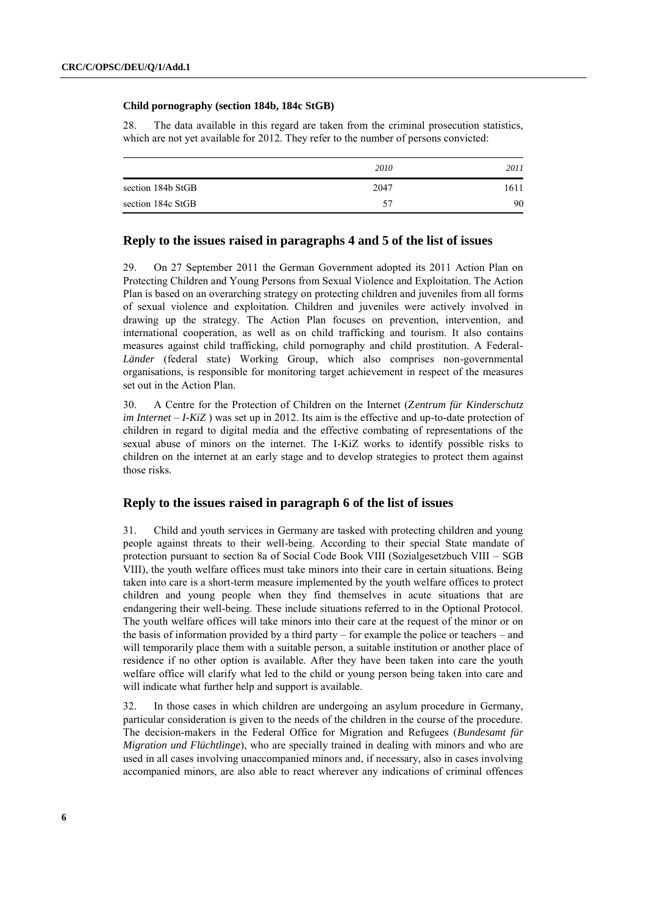**Child pornography (section 184b, 184c StGB)**

28. The data available in this regard are taken from the criminal prosecution statistics, which are not yet available for 2012. They refer to the number of persons convicted:

| | *2010* | *2011* |
|---|---|---|
| section 184b StGB | 2047 | 1611 |
| section 184c StGB | 57 | 90 |

## Reply to the issues raised in paragraphs 4 and 5 of the list of issues

29. On 27 September 2011 the German Government adopted its 2011 Action Plan on Protecting Children and Young Persons from Sexual Violence and Exploitation. The Action Plan is based on an overarching strategy on protecting children and juveniles from all forms of sexual violence and exploitation. Children and juveniles were actively involved in drawing up the strategy. The Action Plan focuses on prevention, intervention, and international cooperation, as well as on child trafficking and tourism. It also contains measures against child trafficking, child pornography and child prostitution. A Federal-*Länder* (federal state) Working Group, which also comprises non-governmental organisations, is responsible for monitoring target achievement in respect of the measures set out in the Action Plan.

30. A Centre for the Protection of Children on the Internet (*Zentrum für Kinderschutz im Internet – I-KiZ* ) was set up in 2012. Its aim is the effective and up-to-date protection of children in regard to digital media and the effective combating of representations of the sexual abuse of minors on the internet. The I-KiZ works to identify possible risks to children on the internet at an early stage and to develop strategies to protect them against those risks.

## Reply to the issues raised in paragraph 6 of the list of issues

31. Child and youth services in Germany are tasked with protecting children and young people against threats to their well-being. According to their special State mandate of protection pursuant to section 8a of Social Code Book VIII (Sozialgesetzbuch VIII – SGB VIII), the youth welfare offices must take minors into their care in certain situations. Being taken into care is a short-term measure implemented by the youth welfare offices to protect children and young people when they find themselves in acute situations that are endangering their well-being. These include situations referred to in the Optional Protocol. The youth welfare offices will take minors into their care at the request of the minor or on the basis of information provided by a third party – for example the police or teachers – and will temporarily place them with a suitable person, a suitable institution or another place of residence if no other option is available. After they have been taken into care the youth welfare office will clarify what led to the child or young person being taken into care and will indicate what further help and support is available.

32. In those cases in which children are undergoing an asylum procedure in Germany, particular consideration is given to the needs of the children in the course of the procedure. The decision-makers in the Federal Office for Migration and Refugees (*Bundesamt für Migration und Flüchtlinge*), who are specially trained in dealing with minors and who are used in all cases involving unaccompanied minors and, if necessary, also in cases involving accompanied minors, are also able to react wherever any indications of criminal offences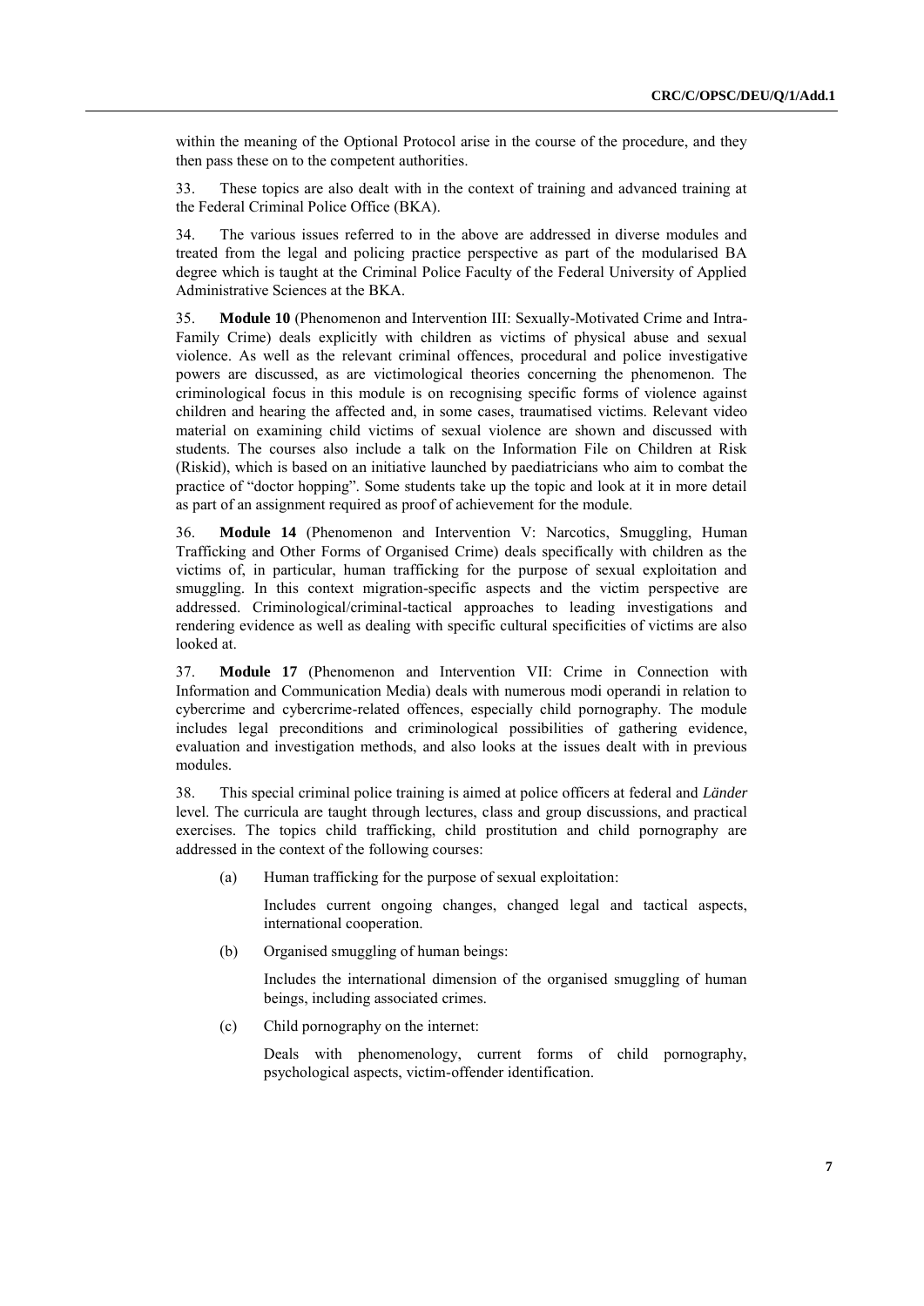within the meaning of the Optional Protocol arise in the course of the procedure, and they then pass these on to the competent authorities.

33. These topics are also dealt with in the context of training and advanced training at the Federal Criminal Police Office (BKA).

34. The various issues referred to in the above are addressed in diverse modules and treated from the legal and policing practice perspective as part of the modularised BA degree which is taught at the Criminal Police Faculty of the Federal University of Applied Administrative Sciences at the BKA.

35. **Module 10** (Phenomenon and Intervention III: Sexually-Motivated Crime and Intra-Family Crime) deals explicitly with children as victims of physical abuse and sexual violence. As well as the relevant criminal offences, procedural and police investigative powers are discussed, as are victimological theories concerning the phenomenon. The criminological focus in this module is on recognising specific forms of violence against children and hearing the affected and, in some cases, traumatised victims. Relevant video material on examining child victims of sexual violence are shown and discussed with students. The courses also include a talk on the Information File on Children at Risk (Riskid), which is based on an initiative launched by paediatricians who aim to combat the practice of "doctor hopping". Some students take up the topic and look at it in more detail as part of an assignment required as proof of achievement for the module.

36. **Module 14** (Phenomenon and Intervention V: Narcotics, Smuggling, Human Trafficking and Other Forms of Organised Crime) deals specifically with children as the victims of, in particular, human trafficking for the purpose of sexual exploitation and smuggling. In this context migration-specific aspects and the victim perspective are addressed. Criminological/criminal-tactical approaches to leading investigations and rendering evidence as well as dealing with specific cultural specificities of victims are also looked at.

37. **Module 17** (Phenomenon and Intervention VII: Crime in Connection with Information and Communication Media) deals with numerous modi operandi in relation to cybercrime and cybercrime-related offences, especially child pornography. The module includes legal preconditions and criminological possibilities of gathering evidence, evaluation and investigation methods, and also looks at the issues dealt with in previous modules.

38. This special criminal police training is aimed at police officers at federal and *Länder* level. The curricula are taught through lectures, class and group discussions, and practical exercises. The topics child trafficking, child prostitution and child pornography are addressed in the context of the following courses:

(a) Human trafficking for the purpose of sexual exploitation:

Includes current ongoing changes, changed legal and tactical aspects, international cooperation.

(b) Organised smuggling of human beings:

Includes the international dimension of the organised smuggling of human beings, including associated crimes.

(c) Child pornography on the internet:

Deals with phenomenology, current forms of child pornography, psychological aspects, victim-offender identification.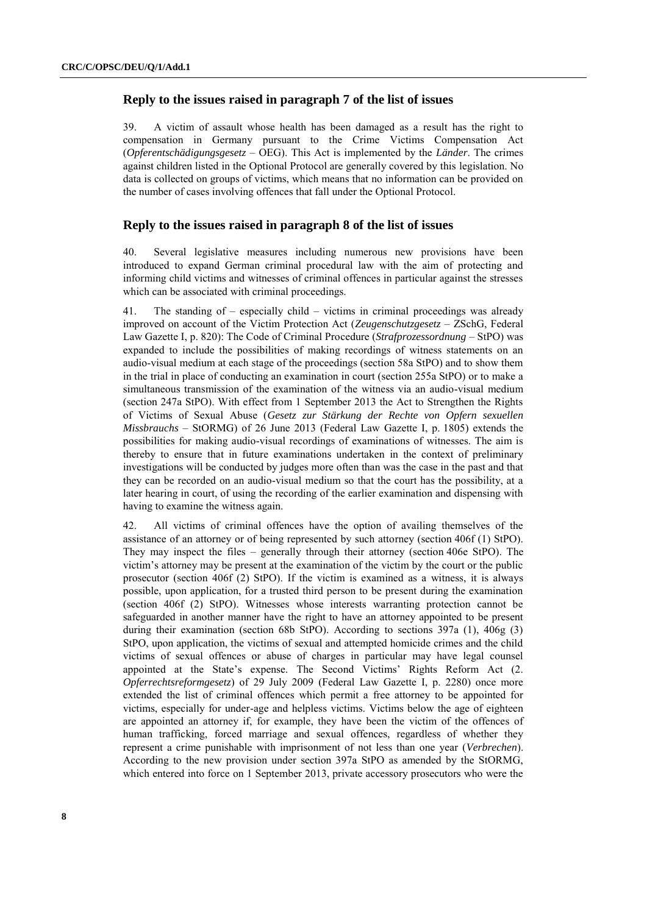## Reply to the issues raised in paragraph 7 of the list of issues

39. A victim of assault whose health has been damaged as a result has the right to compensation in Germany pursuant to the Crime Victims Compensation Act (*Opferentschädigungsgesetz* – OEG). This Act is implemented by the *Länder*. The crimes against children listed in the Optional Protocol are generally covered by this legislation. No data is collected on groups of victims, which means that no information can be provided on the number of cases involving offences that fall under the Optional Protocol.

## Reply to the issues raised in paragraph 8 of the list of issues

40. Several legislative measures including numerous new provisions have been introduced to expand German criminal procedural law with the aim of protecting and informing child victims and witnesses of criminal offences in particular against the stresses which can be associated with criminal proceedings.

41. The standing of – especially child – victims in criminal proceedings was already improved on account of the Victim Protection Act (*Zeugenschutzgesetz* – ZSchG, Federal Law Gazette I, p. 820): The Code of Criminal Procedure (*Strafprozessordnung* – StPO) was expanded to include the possibilities of making recordings of witness statements on an audio-visual medium at each stage of the proceedings (section 58a StPO) and to show them in the trial in place of conducting an examination in court (section 255a StPO) or to make a simultaneous transmission of the examination of the witness via an audio-visual medium (section 247a StPO). With effect from 1 September 2013 the Act to Strengthen the Rights of Victims of Sexual Abuse (*Gesetz zur Stärkung der Rechte von Opfern sexuellen Missbrauchs* – StORMG) of 26 June 2013 (Federal Law Gazette I, p. 1805) extends the possibilities for making audio-visual recordings of examinations of witnesses. The aim is thereby to ensure that in future examinations undertaken in the context of preliminary investigations will be conducted by judges more often than was the case in the past and that they can be recorded on an audio-visual medium so that the court has the possibility, at a later hearing in court, of using the recording of the earlier examination and dispensing with having to examine the witness again.

42. All victims of criminal offences have the option of availing themselves of the assistance of an attorney or of being represented by such attorney (section 406f (1) StPO). They may inspect the files – generally through their attorney (section 406e StPO). The victim's attorney may be present at the examination of the victim by the court or the public prosecutor (section 406f (2) StPO). If the victim is examined as a witness, it is always possible, upon application, for a trusted third person to be present during the examination (section 406f (2) StPO). Witnesses whose interests warranting protection cannot be safeguarded in another manner have the right to have an attorney appointed to be present during their examination (section 68b StPO). According to sections 397a (1), 406g (3) StPO, upon application, the victims of sexual and attempted homicide crimes and the child victims of sexual offences or abuse of charges in particular may have legal counsel appointed at the State's expense. The Second Victims' Rights Reform Act (2. *Opferrechtsreformgesetz*) of 29 July 2009 (Federal Law Gazette I, p. 2280) once more extended the list of criminal offences which permit a free attorney to be appointed for victims, especially for under-age and helpless victims. Victims below the age of eighteen are appointed an attorney if, for example, they have been the victim of the offences of human trafficking, forced marriage and sexual offences, regardless of whether they represent a crime punishable with imprisonment of not less than one year (*Verbrechen*). According to the new provision under section 397a StPO as amended by the StORMG, which entered into force on 1 September 2013, private accessory prosecutors who were the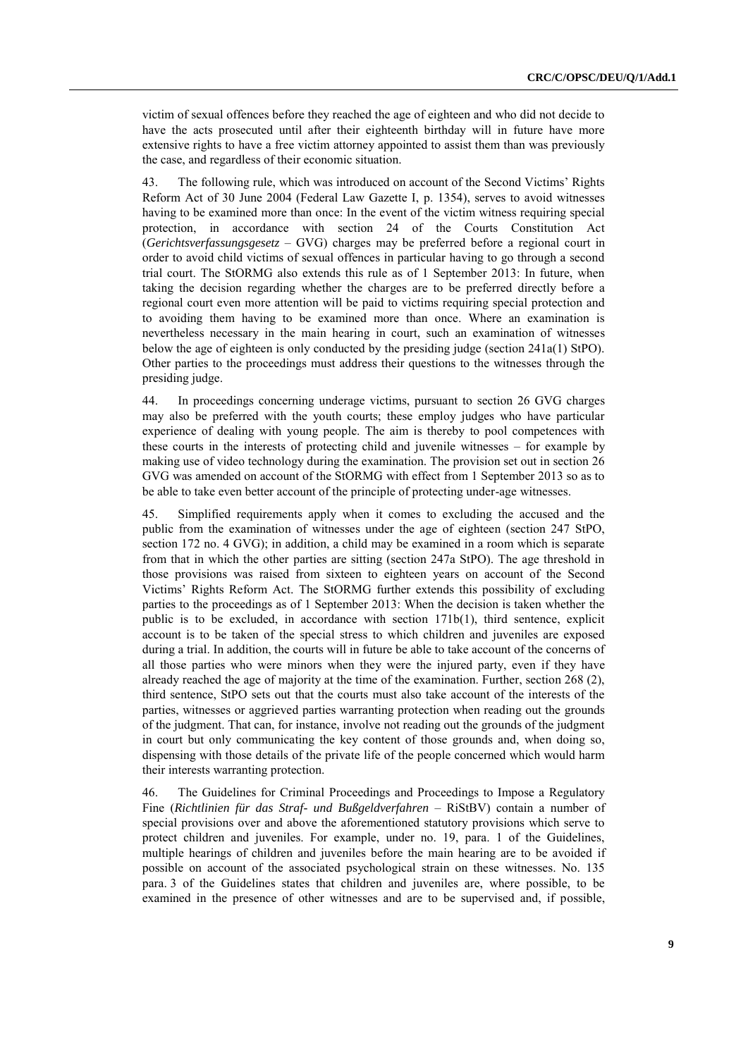victim of sexual offences before they reached the age of eighteen and who did not decide to have the acts prosecuted until after their eighteenth birthday will in future have more extensive rights to have a free victim attorney appointed to assist them than was previously the case, and regardless of their economic situation.

43. The following rule, which was introduced on account of the Second Victims' Rights Reform Act of 30 June 2004 (Federal Law Gazette I, p. 1354), serves to avoid witnesses having to be examined more than once: In the event of the victim witness requiring special protection, in accordance with section 24 of the Courts Constitution Act (*Gerichtsverfassungsgesetz* – GVG) charges may be preferred before a regional court in order to avoid child victims of sexual offences in particular having to go through a second trial court. The StORMG also extends this rule as of 1 September 2013: In future, when taking the decision regarding whether the charges are to be preferred directly before a regional court even more attention will be paid to victims requiring special protection and to avoiding them having to be examined more than once. Where an examination is nevertheless necessary in the main hearing in court, such an examination of witnesses below the age of eighteen is only conducted by the presiding judge (section 241a(1) StPO). Other parties to the proceedings must address their questions to the witnesses through the presiding judge.

44. In proceedings concerning underage victims, pursuant to section 26 GVG charges may also be preferred with the youth courts; these employ judges who have particular experience of dealing with young people. The aim is thereby to pool competences with these courts in the interests of protecting child and juvenile witnesses – for example by making use of video technology during the examination. The provision set out in section 26 GVG was amended on account of the StORMG with effect from 1 September 2013 so as to be able to take even better account of the principle of protecting under-age witnesses.

45. Simplified requirements apply when it comes to excluding the accused and the public from the examination of witnesses under the age of eighteen (section 247 StPO, section 172 no. 4 GVG); in addition, a child may be examined in a room which is separate from that in which the other parties are sitting (section 247a StPO). The age threshold in those provisions was raised from sixteen to eighteen years on account of the Second Victims' Rights Reform Act. The StORMG further extends this possibility of excluding parties to the proceedings as of 1 September 2013: When the decision is taken whether the public is to be excluded, in accordance with section 171b(1), third sentence, explicit account is to be taken of the special stress to which children and juveniles are exposed during a trial. In addition, the courts will in future be able to take account of the concerns of all those parties who were minors when they were the injured party, even if they have already reached the age of majority at the time of the examination. Further, section 268 (2), third sentence, StPO sets out that the courts must also take account of the interests of the parties, witnesses or aggrieved parties warranting protection when reading out the grounds of the judgment. That can, for instance, involve not reading out the grounds of the judgment in court but only communicating the key content of those grounds and, when doing so, dispensing with those details of the private life of the people concerned which would harm their interests warranting protection.

46. The Guidelines for Criminal Proceedings and Proceedings to Impose a Regulatory Fine (*Richtlinien für das Straf- und Bußgeldverfahren* – RiStBV) contain a number of special provisions over and above the aforementioned statutory provisions which serve to protect children and juveniles. For example, under no. 19, para. 1 of the Guidelines, multiple hearings of children and juveniles before the main hearing are to be avoided if possible on account of the associated psychological strain on these witnesses. No. 135 para. 3 of the Guidelines states that children and juveniles are, where possible, to be examined in the presence of other witnesses and are to be supervised and, if possible,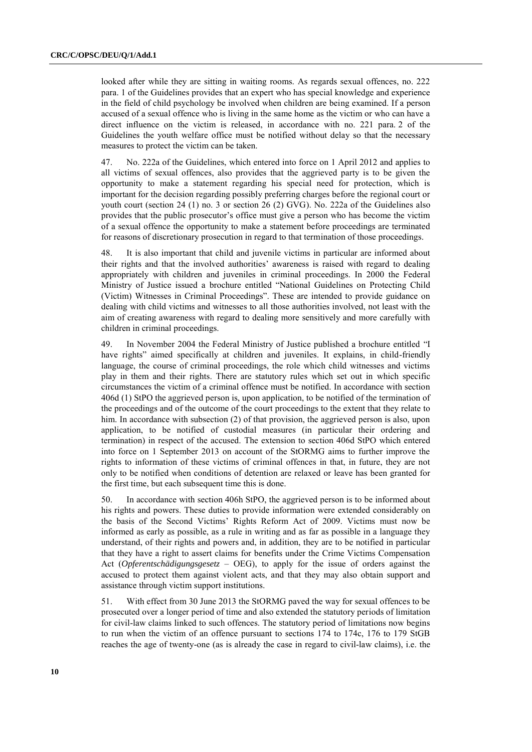looked after while they are sitting in waiting rooms. As regards sexual offences, no. 222 para. 1 of the Guidelines provides that an expert who has special knowledge and experience in the field of child psychology be involved when children are being examined. If a person accused of a sexual offence who is living in the same home as the victim or who can have a direct influence on the victim is released, in accordance with no. 221 para. 2 of the Guidelines the youth welfare office must be notified without delay so that the necessary measures to protect the victim can be taken.

47. No. 222a of the Guidelines, which entered into force on 1 April 2012 and applies to all victims of sexual offences, also provides that the aggrieved party is to be given the opportunity to make a statement regarding his special need for protection, which is important for the decision regarding possibly preferring charges before the regional court or youth court (section 24 (1) no. 3 or section 26 (2) GVG). No. 222a of the Guidelines also provides that the public prosecutor's office must give a person who has become the victim of a sexual offence the opportunity to make a statement before proceedings are terminated for reasons of discretionary prosecution in regard to that termination of those proceedings.

48. It is also important that child and juvenile victims in particular are informed about their rights and that the involved authorities' awareness is raised with regard to dealing appropriately with children and juveniles in criminal proceedings. In 2000 the Federal Ministry of Justice issued a brochure entitled "National Guidelines on Protecting Child (Victim) Witnesses in Criminal Proceedings". These are intended to provide guidance on dealing with child victims and witnesses to all those authorities involved, not least with the aim of creating awareness with regard to dealing more sensitively and more carefully with children in criminal proceedings.

49. In November 2004 the Federal Ministry of Justice published a brochure entitled "I have rights" aimed specifically at children and juveniles. It explains, in child-friendly language, the course of criminal proceedings, the role which child witnesses and victims play in them and their rights. There are statutory rules which set out in which specific circumstances the victim of a criminal offence must be notified. In accordance with section 406d (1) StPO the aggrieved person is, upon application, to be notified of the termination of the proceedings and of the outcome of the court proceedings to the extent that they relate to him. In accordance with subsection (2) of that provision, the aggrieved person is also, upon application, to be notified of custodial measures (in particular their ordering and termination) in respect of the accused. The extension to section 406d StPO which entered into force on 1 September 2013 on account of the StORMG aims to further improve the rights to information of these victims of criminal offences in that, in future, they are not only to be notified when conditions of detention are relaxed or leave has been granted for the first time, but each subsequent time this is done.

50. In accordance with section 406h StPO, the aggrieved person is to be informed about his rights and powers. These duties to provide information were extended considerably on the basis of the Second Victims' Rights Reform Act of 2009. Victims must now be informed as early as possible, as a rule in writing and as far as possible in a language they understand, of their rights and powers and, in addition, they are to be notified in particular that they have a right to assert claims for benefits under the Crime Victims Compensation Act (*Opferentschädigungsgesetz* – OEG), to apply for the issue of orders against the accused to protect them against violent acts, and that they may also obtain support and assistance through victim support institutions.

51. With effect from 30 June 2013 the StORMG paved the way for sexual offences to be prosecuted over a longer period of time and also extended the statutory periods of limitation for civil-law claims linked to such offences. The statutory period of limitations now begins to run when the victim of an offence pursuant to sections 174 to 174c, 176 to 179 StGB reaches the age of twenty-one (as is already the case in regard to civil-law claims), i.e. the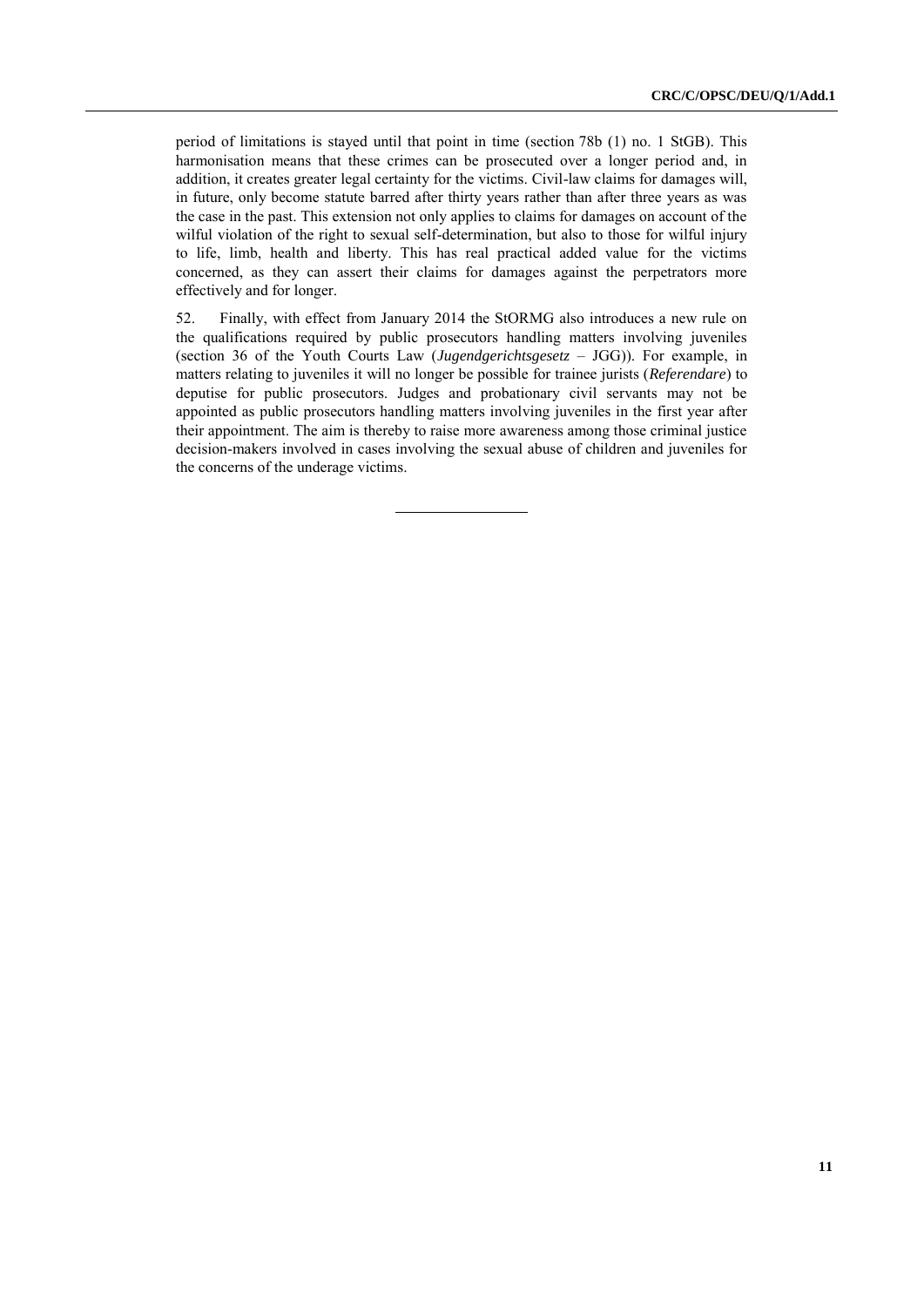period of limitations is stayed until that point in time (section 78b (1) no. 1 StGB). This harmonisation means that these crimes can be prosecuted over a longer period and, in addition, it creates greater legal certainty for the victims. Civil-law claims for damages will, in future, only become statute barred after thirty years rather than after three years as was the case in the past. This extension not only applies to claims for damages on account of the wilful violation of the right to sexual self-determination, but also to those for wilful injury to life, limb, health and liberty. This has real practical added value for the victims concerned, as they can assert their claims for damages against the perpetrators more effectively and for longer.

52. Finally, with effect from January 2014 the StORMG also introduces a new rule on the qualifications required by public prosecutors handling matters involving juveniles (section 36 of the Youth Courts Law (*Jugendgerichtsgesetz* – JGG)). For example, in matters relating to juveniles it will no longer be possible for trainee jurists (*Referendare*) to deputise for public prosecutors. Judges and probationary civil servants may not be appointed as public prosecutors handling matters involving juveniles in the first year after their appointment. The aim is thereby to raise more awareness among those criminal justice decision-makers involved in cases involving the sexual abuse of children and juveniles for the concerns of the underage victims.